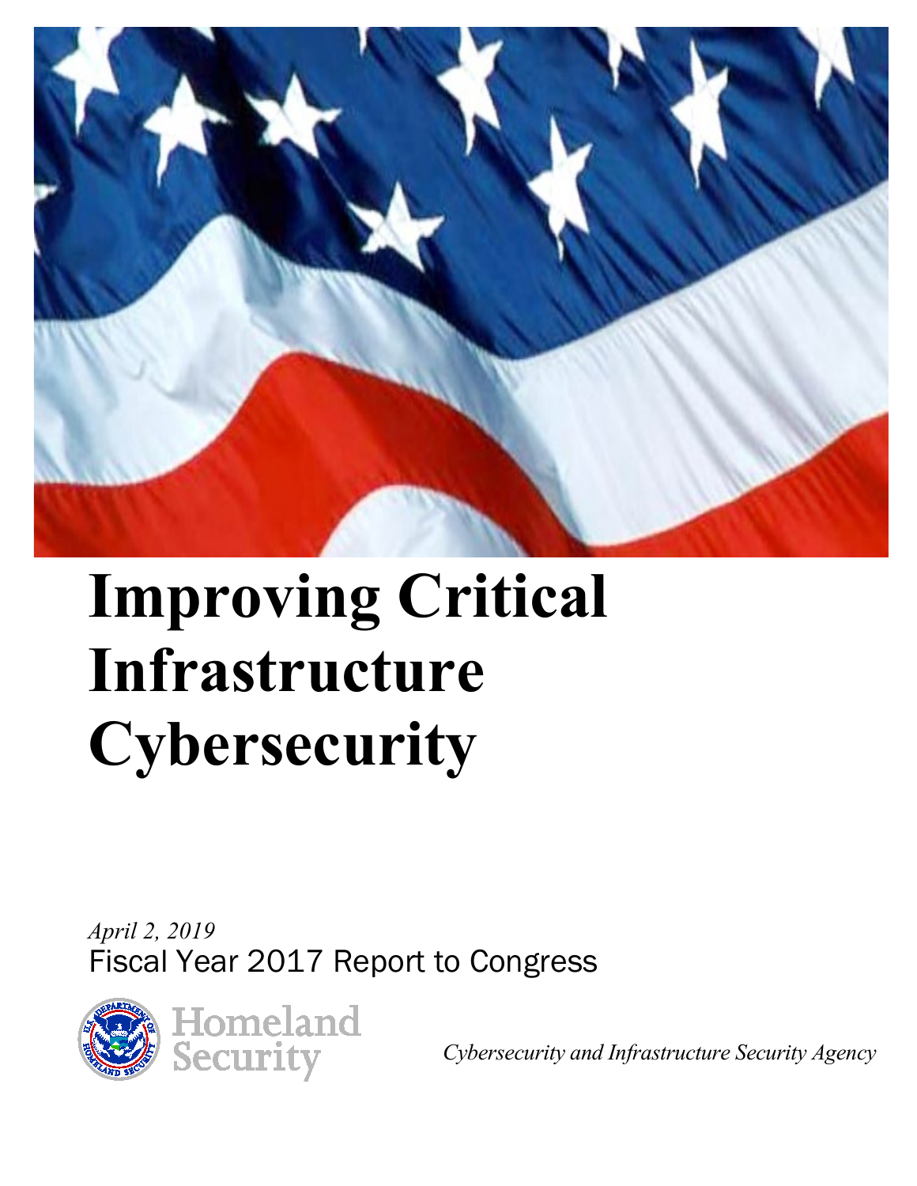# Improving Critical Infrastructure Cybersecurity

*April 2, 2019*

Fiscal Year 2017 Report to Congress

Homeland Security

*Cybersecurity and Infrastructure Security Agency*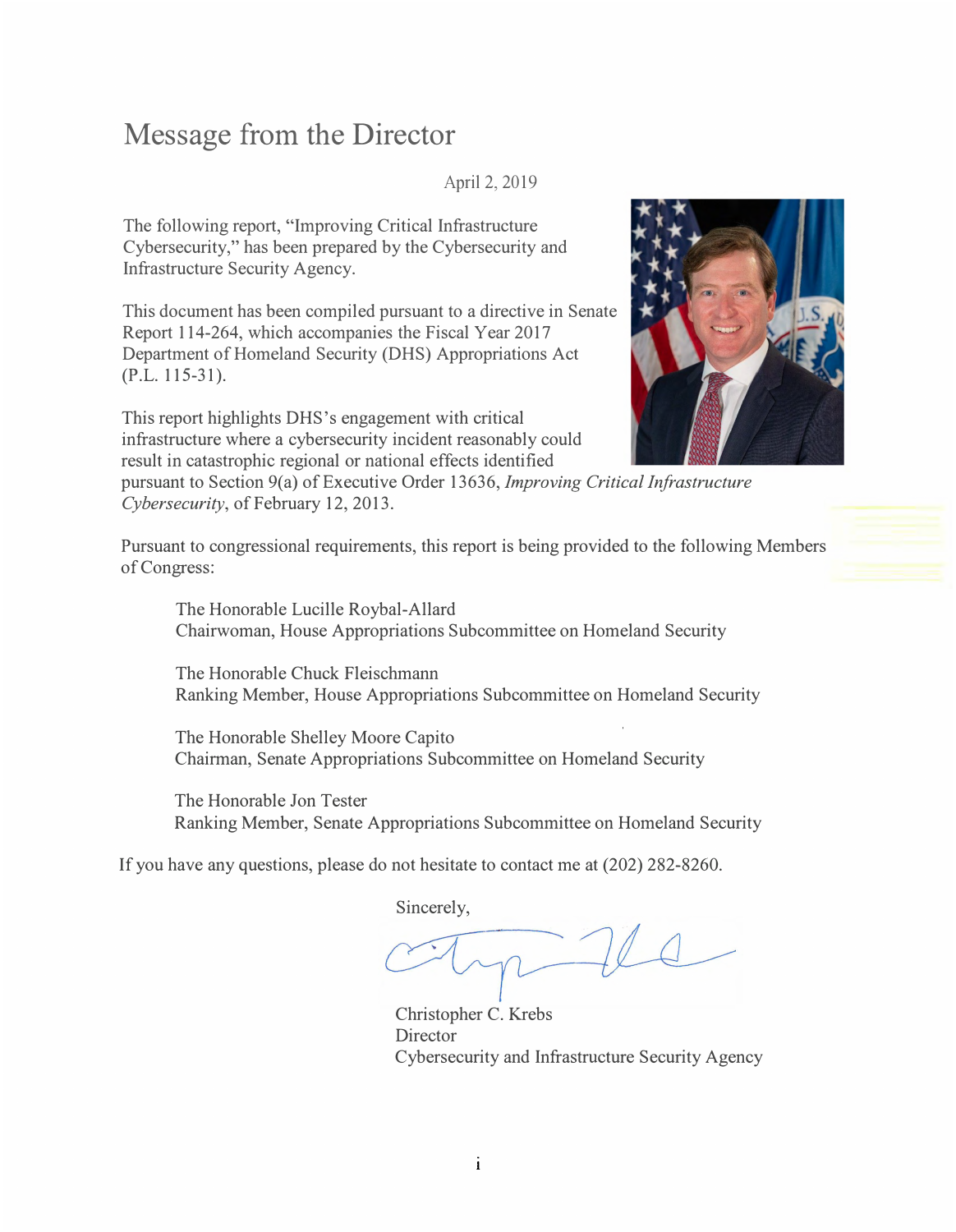# Message from the Director

April 2, 2019

The following report, "Improving Critical Infrastructure Cybersecurity," has been prepared by the Cybersecurity and Infrastructure Security Agency.

This document has been compiled pursuant to a directive in Senate Report 114-264, which accompanies the Fiscal Year 2017 Department of Homeland Security (DHS) Appropriations Act (P.L. 115-31).

This report highlights DHS's engagement with critical infrastructure where a cybersecurity incident reasonably could result in catastrophic regional or national effects identified pursuant to Section 9(a) of Executive Order 13636, *Improving Critical Infrastructure Cybersecurity*, of February 12, 2013.

Pursuant to congressional requirements, this report is being provided to the following Members of Congress:

> The Honorable Lucille Roybal-Allard
> Chairwoman, House Appropriations Subcommittee on Homeland Security
>
> The Honorable Chuck Fleischmann
> Ranking Member, House Appropriations Subcommittee on Homeland Security
>
> The Honorable Shelley Moore Capito
> Chairman, Senate Appropriations Subcommittee on Homeland Security
>
> The Honorable Jon Tester
> Ranking Member, Senate Appropriations Subcommittee on Homeland Security

If you have any questions, please do not hesitate to contact me at (202) 282-8260.

Sincerely,

Christopher C. Krebs
Director
Cybersecurity and Infrastructure Security Agency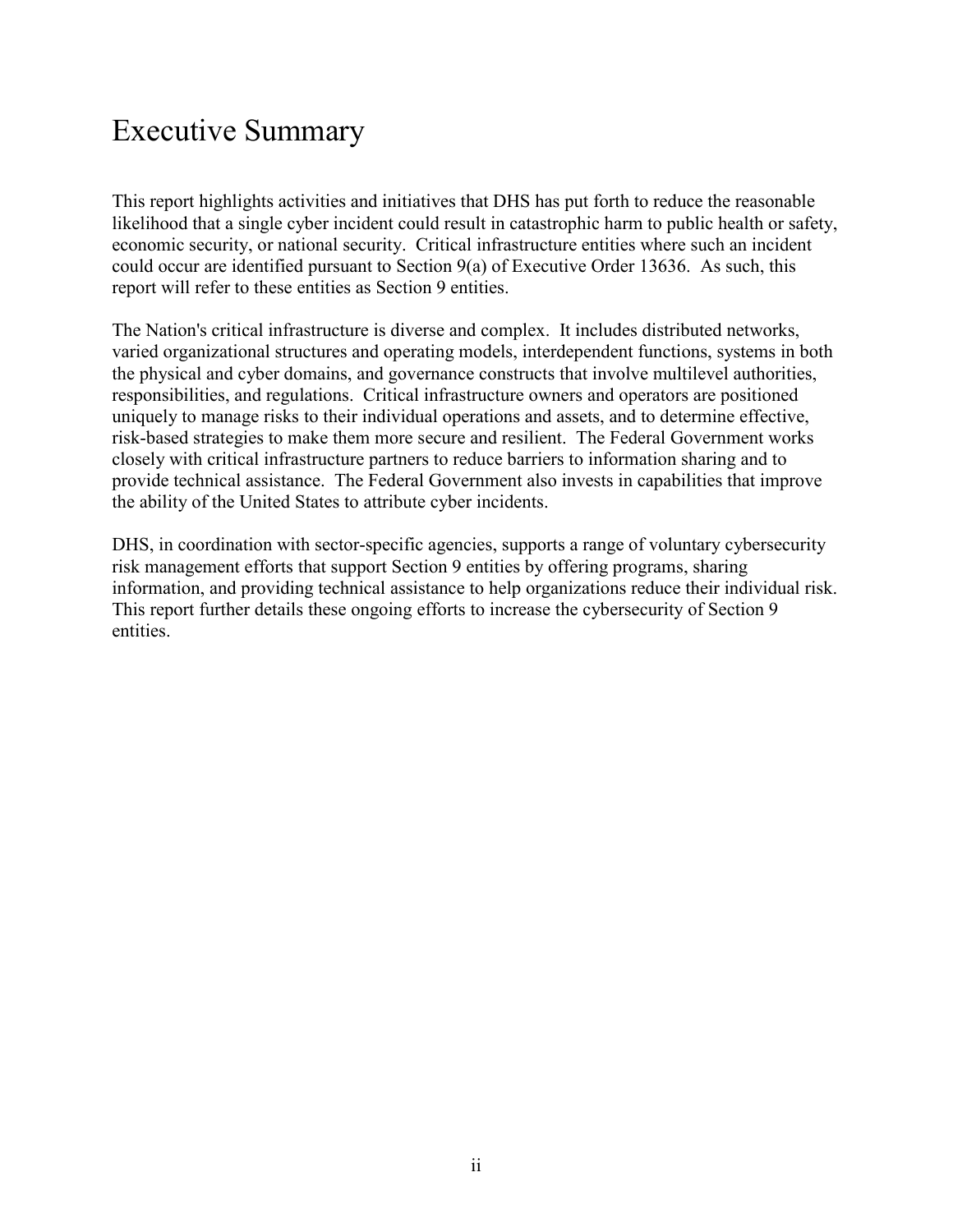# Executive Summary

This report highlights activities and initiatives that DHS has put forth to reduce the reasonable likelihood that a single cyber incident could result in catastrophic harm to public health or safety, economic security, or national security. Critical infrastructure entities where such an incident could occur are identified pursuant to Section 9(a) of Executive Order 13636. As such, this report will refer to these entities as Section 9 entities.

The Nation's critical infrastructure is diverse and complex. It includes distributed networks, varied organizational structures and operating models, interdependent functions, systems in both the physical and cyber domains, and governance constructs that involve multilevel authorities, responsibilities, and regulations. Critical infrastructure owners and operators are positioned uniquely to manage risks to their individual operations and assets, and to determine effective, risk-based strategies to make them more secure and resilient. The Federal Government works closely with critical infrastructure partners to reduce barriers to information sharing and to provide technical assistance. The Federal Government also invests in capabilities that improve the ability of the United States to attribute cyber incidents.

DHS, in coordination with sector-specific agencies, supports a range of voluntary cybersecurity risk management efforts that support Section 9 entities by offering programs, sharing information, and providing technical assistance to help organizations reduce their individual risk. This report further details these ongoing efforts to increase the cybersecurity of Section 9 entities.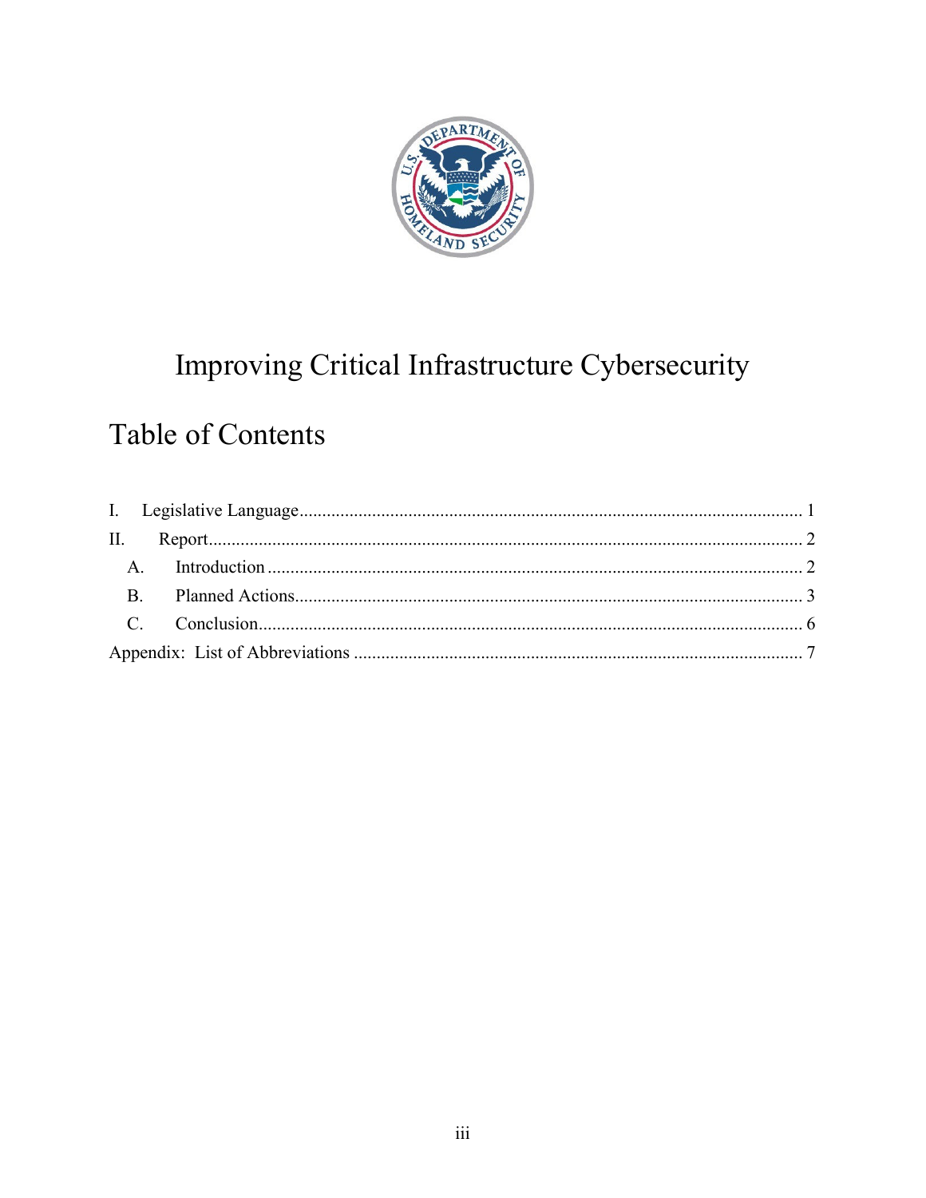# Improving Critical Infrastructure Cybersecurity

## Table of Contents

I. Legislative Language ............................................................................................................. 1

II. Report ................................................................................................................................. 2

  A. Introduction ..................................................................................................................... 2

  B. Planned Actions ............................................................................................................... 3

  C. Conclusion ....................................................................................................................... 6

Appendix: List of Abbreviations .................................................................................................. 7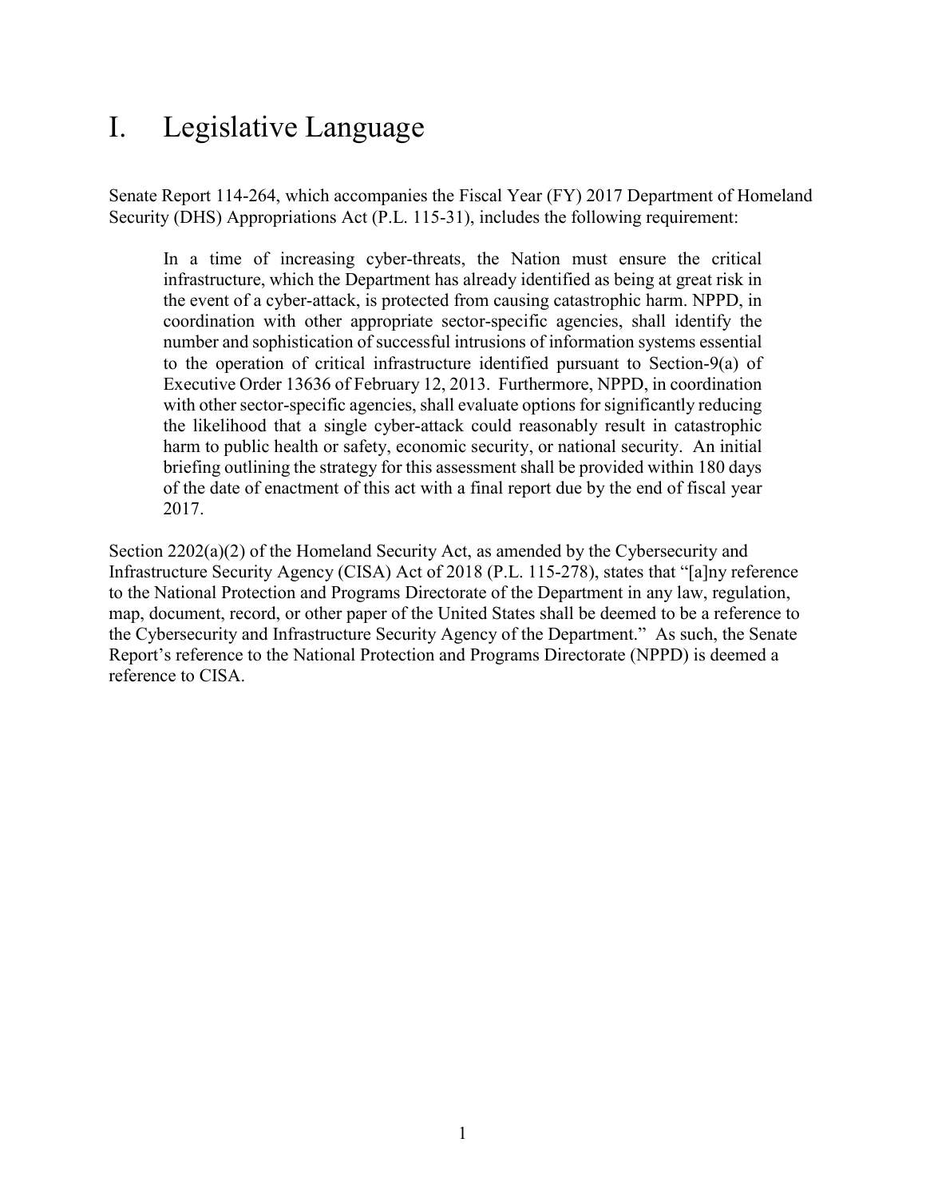# I. Legislative Language

Senate Report 114-264, which accompanies the Fiscal Year (FY) 2017 Department of Homeland Security (DHS) Appropriations Act (P.L. 115-31), includes the following requirement:

> In a time of increasing cyber-threats, the Nation must ensure the critical infrastructure, which the Department has already identified as being at great risk in the event of a cyber-attack, is protected from causing catastrophic harm. NPPD, in coordination with other appropriate sector-specific agencies, shall identify the number and sophistication of successful intrusions of information systems essential to the operation of critical infrastructure identified pursuant to Section-9(a) of Executive Order 13636 of February 12, 2013. Furthermore, NPPD, in coordination with other sector-specific agencies, shall evaluate options for significantly reducing the likelihood that a single cyber-attack could reasonably result in catastrophic harm to public health or safety, economic security, or national security. An initial briefing outlining the strategy for this assessment shall be provided within 180 days of the date of enactment of this act with a final report due by the end of fiscal year 2017.

Section 2202(a)(2) of the Homeland Security Act, as amended by the Cybersecurity and Infrastructure Security Agency (CISA) Act of 2018 (P.L. 115-278), states that "[a]ny reference to the National Protection and Programs Directorate of the Department in any law, regulation, map, document, record, or other paper of the United States shall be deemed to be a reference to the Cybersecurity and Infrastructure Security Agency of the Department." As such, the Senate Report's reference to the National Protection and Programs Directorate (NPPD) is deemed a reference to CISA.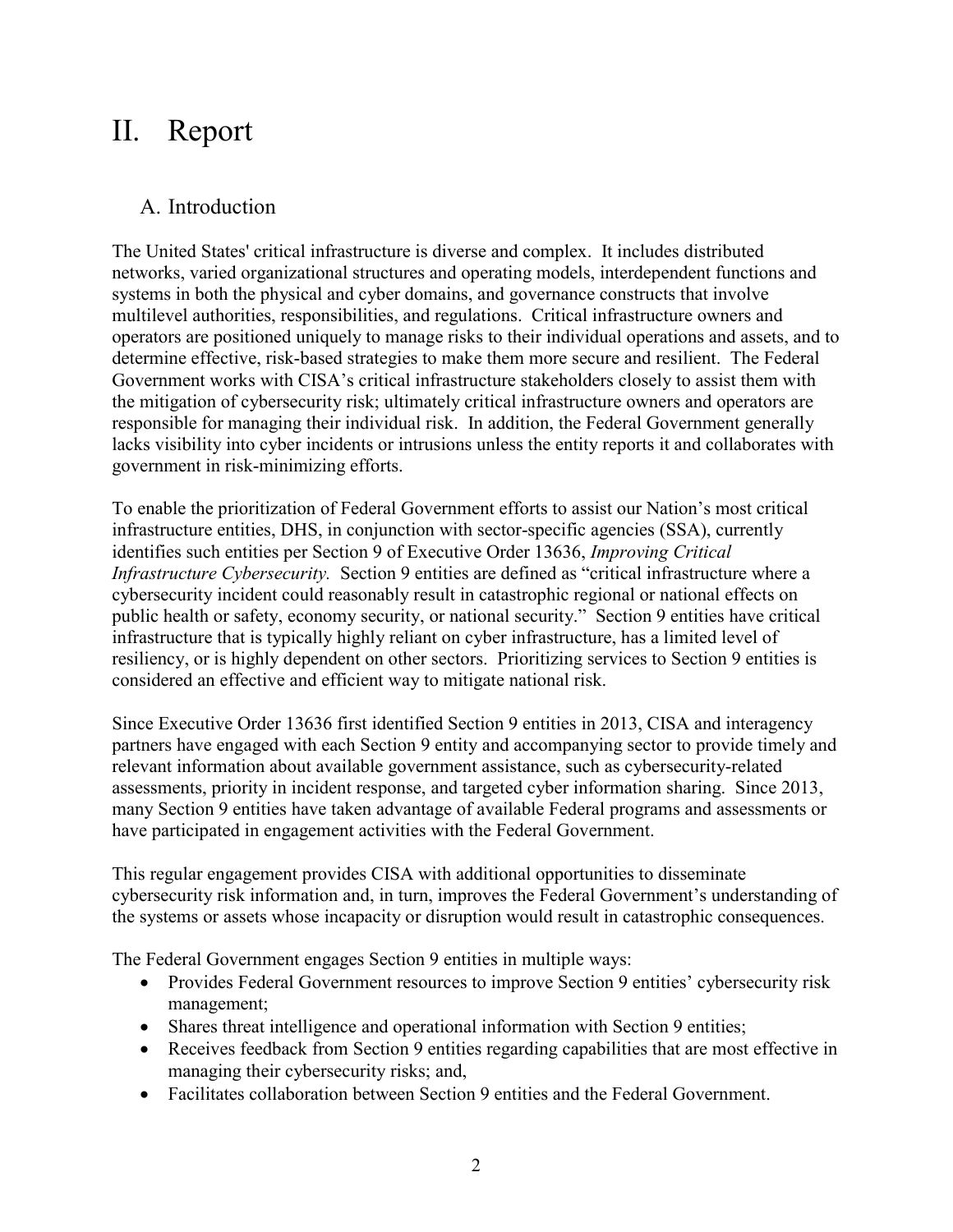# II. Report

## A. Introduction

The United States' critical infrastructure is diverse and complex. It includes distributed networks, varied organizational structures and operating models, interdependent functions and systems in both the physical and cyber domains, and governance constructs that involve multilevel authorities, responsibilities, and regulations. Critical infrastructure owners and operators are positioned uniquely to manage risks to their individual operations and assets, and to determine effective, risk-based strategies to make them more secure and resilient. The Federal Government works with CISA's critical infrastructure stakeholders closely to assist them with the mitigation of cybersecurity risk; ultimately critical infrastructure owners and operators are responsible for managing their individual risk. In addition, the Federal Government generally lacks visibility into cyber incidents or intrusions unless the entity reports it and collaborates with government in risk-minimizing efforts.

To enable the prioritization of Federal Government efforts to assist our Nation's most critical infrastructure entities, DHS, in conjunction with sector-specific agencies (SSA), currently identifies such entities per Section 9 of Executive Order 13636, *Improving Critical Infrastructure Cybersecurity.* Section 9 entities are defined as "critical infrastructure where a cybersecurity incident could reasonably result in catastrophic regional or national effects on public health or safety, economy security, or national security." Section 9 entities have critical infrastructure that is typically highly reliant on cyber infrastructure, has a limited level of resiliency, or is highly dependent on other sectors. Prioritizing services to Section 9 entities is considered an effective and efficient way to mitigate national risk.

Since Executive Order 13636 first identified Section 9 entities in 2013, CISA and interagency partners have engaged with each Section 9 entity and accompanying sector to provide timely and relevant information about available government assistance, such as cybersecurity-related assessments, priority in incident response, and targeted cyber information sharing. Since 2013, many Section 9 entities have taken advantage of available Federal programs and assessments or have participated in engagement activities with the Federal Government.

This regular engagement provides CISA with additional opportunities to disseminate cybersecurity risk information and, in turn, improves the Federal Government's understanding of the systems or assets whose incapacity or disruption would result in catastrophic consequences.

The Federal Government engages Section 9 entities in multiple ways:

- Provides Federal Government resources to improve Section 9 entities' cybersecurity risk management;
- Shares threat intelligence and operational information with Section 9 entities;
- Receives feedback from Section 9 entities regarding capabilities that are most effective in managing their cybersecurity risks; and,
- Facilitates collaboration between Section 9 entities and the Federal Government.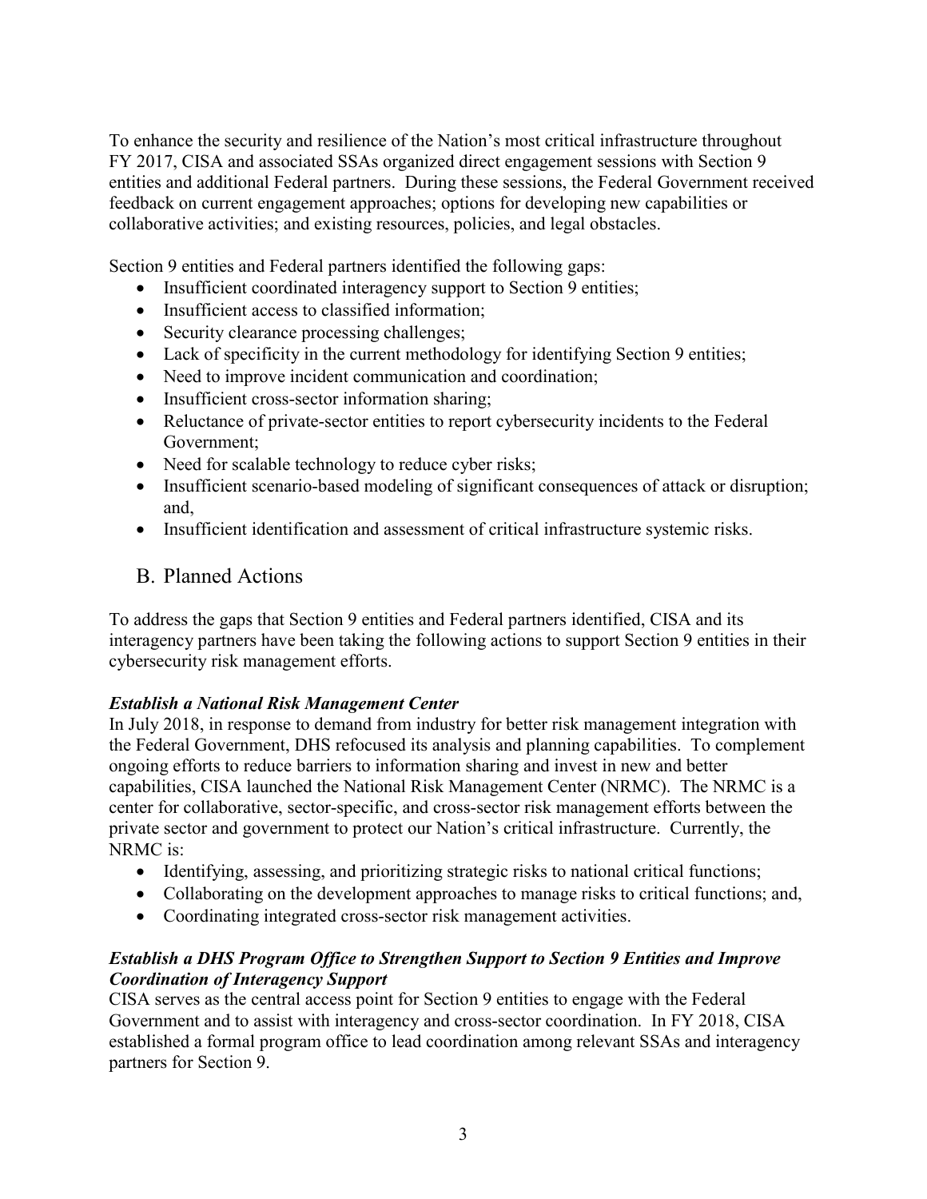To enhance the security and resilience of the Nation's most critical infrastructure throughout FY 2017, CISA and associated SSAs organized direct engagement sessions with Section 9 entities and additional Federal partners. During these sessions, the Federal Government received feedback on current engagement approaches; options for developing new capabilities or collaborative activities; and existing resources, policies, and legal obstacles.

Section 9 entities and Federal partners identified the following gaps:

- Insufficient coordinated interagency support to Section 9 entities;
- Insufficient access to classified information;
- Security clearance processing challenges;
- Lack of specificity in the current methodology for identifying Section 9 entities;
- Need to improve incident communication and coordination;
- Insufficient cross-sector information sharing;
- Reluctance of private-sector entities to report cybersecurity incidents to the Federal Government;
- Need for scalable technology to reduce cyber risks;
- Insufficient scenario-based modeling of significant consequences of attack or disruption; and,
- Insufficient identification and assessment of critical infrastructure systemic risks.

## B. Planned Actions

To address the gaps that Section 9 entities and Federal partners identified, CISA and its interagency partners have been taking the following actions to support Section 9 entities in their cybersecurity risk management efforts.

***Establish a National Risk Management Center***

In July 2018, in response to demand from industry for better risk management integration with the Federal Government, DHS refocused its analysis and planning capabilities. To complement ongoing efforts to reduce barriers to information sharing and invest in new and better capabilities, CISA launched the National Risk Management Center (NRMC). The NRMC is a center for collaborative, sector-specific, and cross-sector risk management efforts between the private sector and government to protect our Nation's critical infrastructure. Currently, the NRMC is:

- Identifying, assessing, and prioritizing strategic risks to national critical functions;
- Collaborating on the development approaches to manage risks to critical functions; and,
- Coordinating integrated cross-sector risk management activities.

***Establish a DHS Program Office to Strengthen Support to Section 9 Entities and Improve Coordination of Interagency Support***

CISA serves as the central access point for Section 9 entities to engage with the Federal Government and to assist with interagency and cross-sector coordination. In FY 2018, CISA established a formal program office to lead coordination among relevant SSAs and interagency partners for Section 9.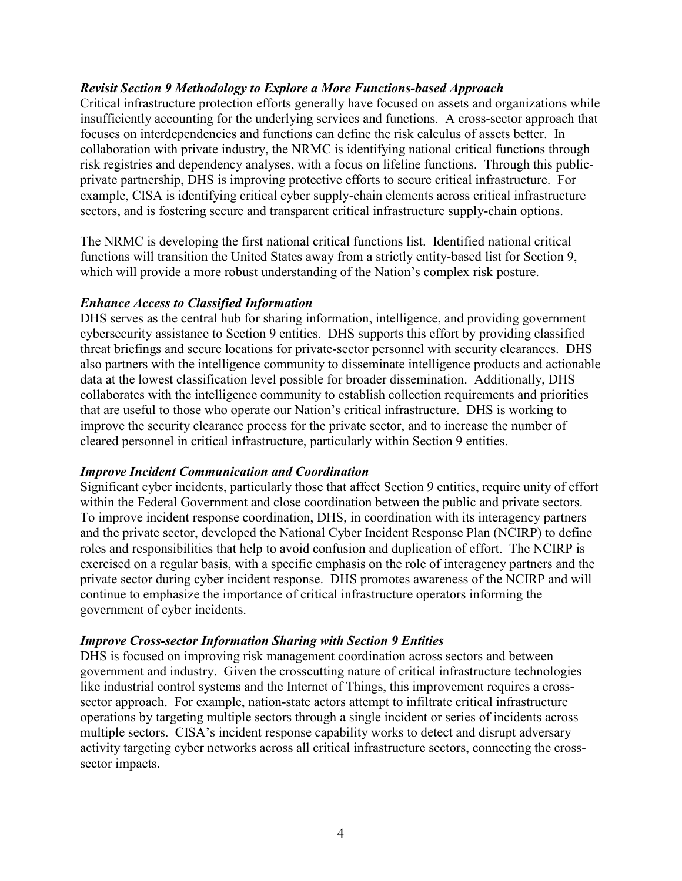### *Revisit Section 9 Methodology to Explore a More Functions-based Approach*

Critical infrastructure protection efforts generally have focused on assets and organizations while insufficiently accounting for the underlying services and functions. A cross-sector approach that focuses on interdependencies and functions can define the risk calculus of assets better. In collaboration with private industry, the NRMC is identifying national critical functions through risk registries and dependency analyses, with a focus on lifeline functions. Through this public-private partnership, DHS is improving protective efforts to secure critical infrastructure. For example, CISA is identifying critical cyber supply-chain elements across critical infrastructure sectors, and is fostering secure and transparent critical infrastructure supply-chain options.

The NRMC is developing the first national critical functions list. Identified national critical functions will transition the United States away from a strictly entity-based list for Section 9, which will provide a more robust understanding of the Nation's complex risk posture.

### *Enhance Access to Classified Information*

DHS serves as the central hub for sharing information, intelligence, and providing government cybersecurity assistance to Section 9 entities. DHS supports this effort by providing classified threat briefings and secure locations for private-sector personnel with security clearances. DHS also partners with the intelligence community to disseminate intelligence products and actionable data at the lowest classification level possible for broader dissemination. Additionally, DHS collaborates with the intelligence community to establish collection requirements and priorities that are useful to those who operate our Nation's critical infrastructure. DHS is working to improve the security clearance process for the private sector, and to increase the number of cleared personnel in critical infrastructure, particularly within Section 9 entities.

### *Improve Incident Communication and Coordination*

Significant cyber incidents, particularly those that affect Section 9 entities, require unity of effort within the Federal Government and close coordination between the public and private sectors. To improve incident response coordination, DHS, in coordination with its interagency partners and the private sector, developed the National Cyber Incident Response Plan (NCIRP) to define roles and responsibilities that help to avoid confusion and duplication of effort. The NCIRP is exercised on a regular basis, with a specific emphasis on the role of interagency partners and the private sector during cyber incident response. DHS promotes awareness of the NCIRP and will continue to emphasize the importance of critical infrastructure operators informing the government of cyber incidents.

### *Improve Cross-sector Information Sharing with Section 9 Entities*

DHS is focused on improving risk management coordination across sectors and between government and industry. Given the crosscutting nature of critical infrastructure technologies like industrial control systems and the Internet of Things, this improvement requires a cross-sector approach. For example, nation-state actors attempt to infiltrate critical infrastructure operations by targeting multiple sectors through a single incident or series of incidents across multiple sectors. CISA's incident response capability works to detect and disrupt adversary activity targeting cyber networks across all critical infrastructure sectors, connecting the cross-sector impacts.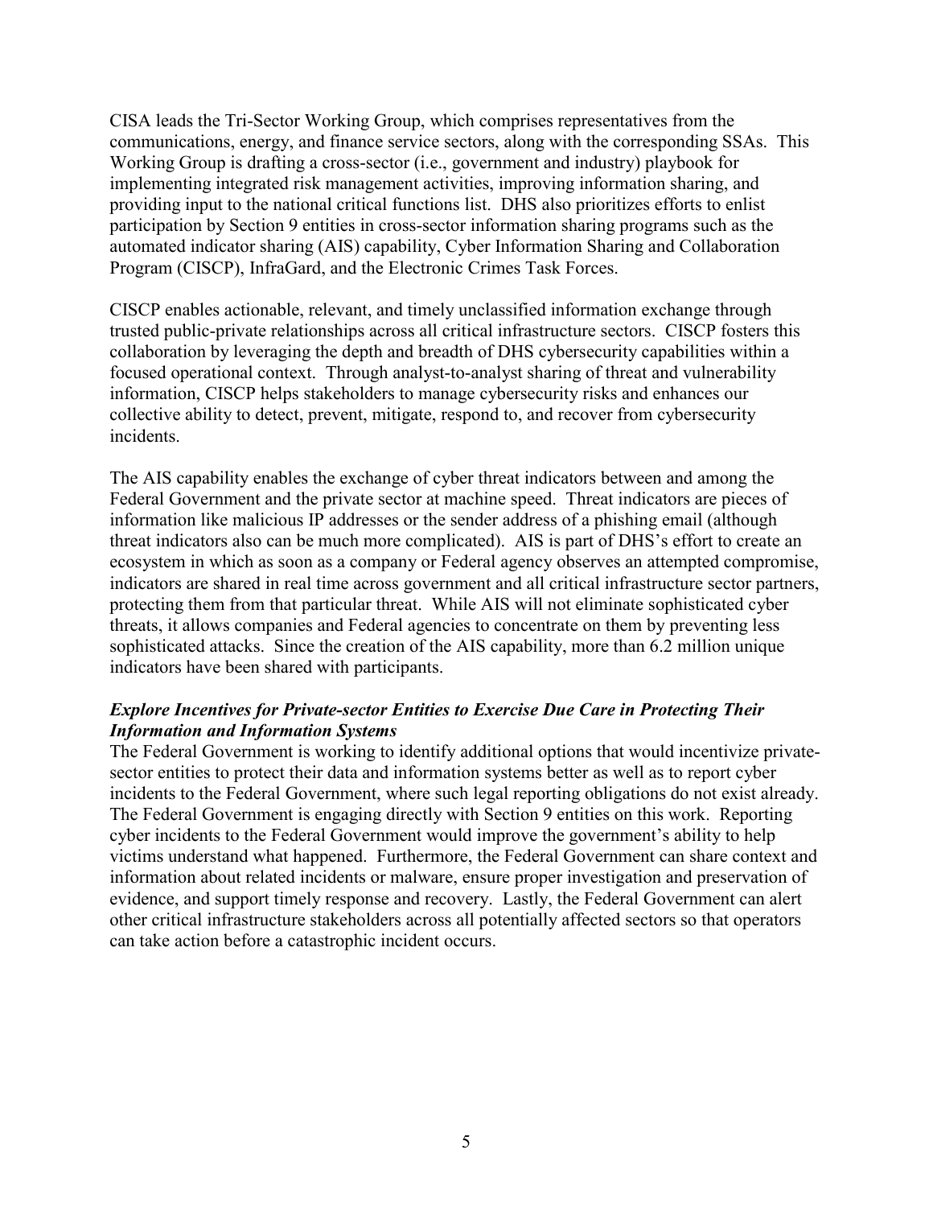CISA leads the Tri-Sector Working Group, which comprises representatives from the communications, energy, and finance service sectors, along with the corresponding SSAs. This Working Group is drafting a cross-sector (i.e., government and industry) playbook for implementing integrated risk management activities, improving information sharing, and providing input to the national critical functions list. DHS also prioritizes efforts to enlist participation by Section 9 entities in cross-sector information sharing programs such as the automated indicator sharing (AIS) capability, Cyber Information Sharing and Collaboration Program (CISCP), InfraGard, and the Electronic Crimes Task Forces.

CISCP enables actionable, relevant, and timely unclassified information exchange through trusted public-private relationships across all critical infrastructure sectors. CISCP fosters this collaboration by leveraging the depth and breadth of DHS cybersecurity capabilities within a focused operational context. Through analyst-to-analyst sharing of threat and vulnerability information, CISCP helps stakeholders to manage cybersecurity risks and enhances our collective ability to detect, prevent, mitigate, respond to, and recover from cybersecurity incidents.

The AIS capability enables the exchange of cyber threat indicators between and among the Federal Government and the private sector at machine speed. Threat indicators are pieces of information like malicious IP addresses or the sender address of a phishing email (although threat indicators also can be much more complicated). AIS is part of DHS's effort to create an ecosystem in which as soon as a company or Federal agency observes an attempted compromise, indicators are shared in real time across government and all critical infrastructure sector partners, protecting them from that particular threat. While AIS will not eliminate sophisticated cyber threats, it allows companies and Federal agencies to concentrate on them by preventing less sophisticated attacks. Since the creation of the AIS capability, more than 6.2 million unique indicators have been shared with participants.

***Explore Incentives for Private-sector Entities to Exercise Due Care in Protecting Their Information and Information Systems***

The Federal Government is working to identify additional options that would incentivize private-sector entities to protect their data and information systems better as well as to report cyber incidents to the Federal Government, where such legal reporting obligations do not exist already. The Federal Government is engaging directly with Section 9 entities on this work. Reporting cyber incidents to the Federal Government would improve the government's ability to help victims understand what happened. Furthermore, the Federal Government can share context and information about related incidents or malware, ensure proper investigation and preservation of evidence, and support timely response and recovery. Lastly, the Federal Government can alert other critical infrastructure stakeholders across all potentially affected sectors so that operators can take action before a catastrophic incident occurs.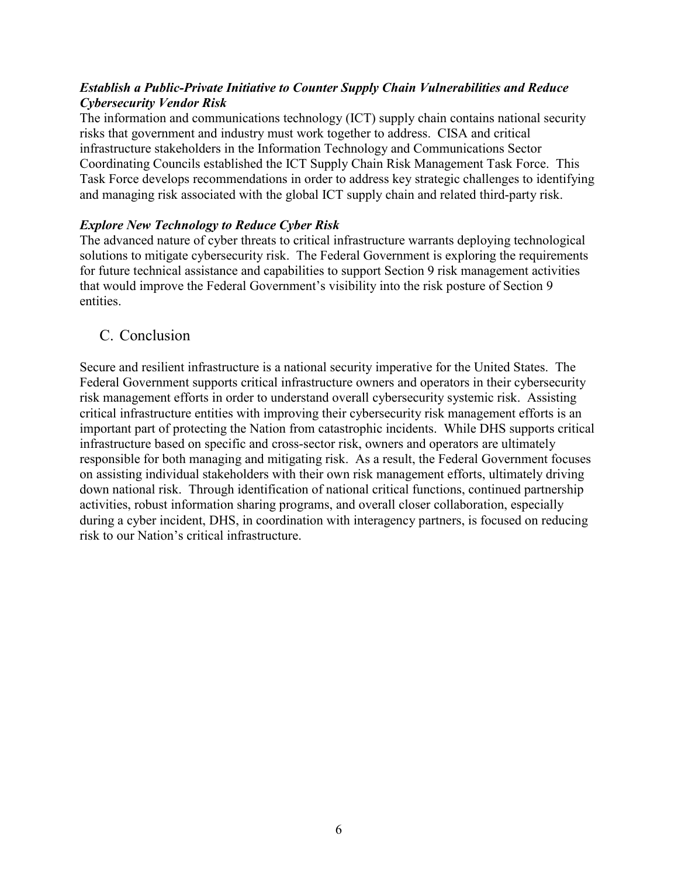***Establish a Public-Private Initiative to Counter Supply Chain Vulnerabilities and Reduce Cybersecurity Vendor Risk***

The information and communications technology (ICT) supply chain contains national security risks that government and industry must work together to address. CISA and critical infrastructure stakeholders in the Information Technology and Communications Sector Coordinating Councils established the ICT Supply Chain Risk Management Task Force. This Task Force develops recommendations in order to address key strategic challenges to identifying and managing risk associated with the global ICT supply chain and related third-party risk.

***Explore New Technology to Reduce Cyber Risk***

The advanced nature of cyber threats to critical infrastructure warrants deploying technological solutions to mitigate cybersecurity risk. The Federal Government is exploring the requirements for future technical assistance and capabilities to support Section 9 risk management activities that would improve the Federal Government's visibility into the risk posture of Section 9 entities.

## C. Conclusion

Secure and resilient infrastructure is a national security imperative for the United States. The Federal Government supports critical infrastructure owners and operators in their cybersecurity risk management efforts in order to understand overall cybersecurity systemic risk. Assisting critical infrastructure entities with improving their cybersecurity risk management efforts is an important part of protecting the Nation from catastrophic incidents. While DHS supports critical infrastructure based on specific and cross-sector risk, owners and operators are ultimately responsible for both managing and mitigating risk. As a result, the Federal Government focuses on assisting individual stakeholders with their own risk management efforts, ultimately driving down national risk. Through identification of national critical functions, continued partnership activities, robust information sharing programs, and overall closer collaboration, especially during a cyber incident, DHS, in coordination with interagency partners, is focused on reducing risk to our Nation's critical infrastructure.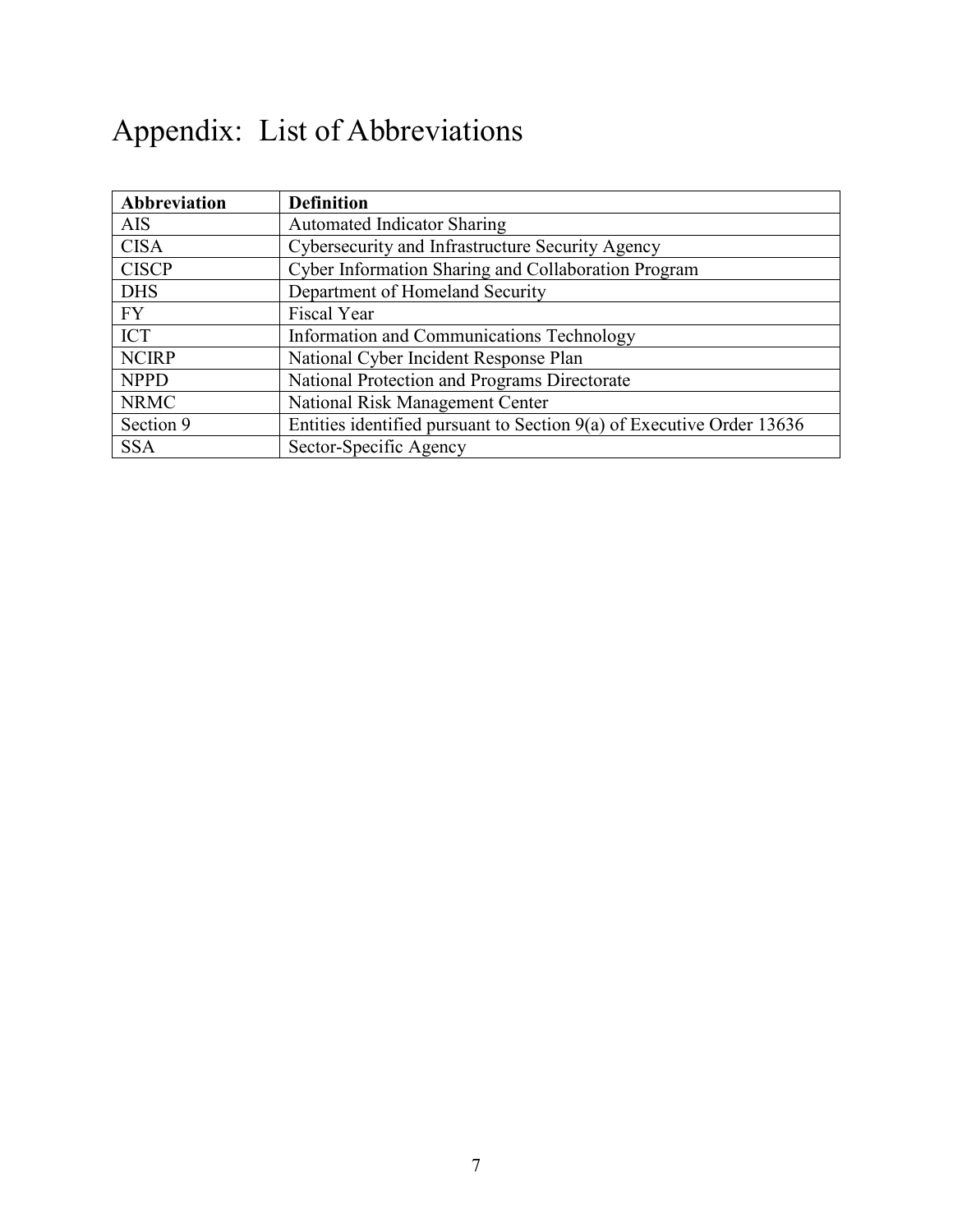# Appendix: List of Abbreviations

| Abbreviation | Definition |
|---|---|
| AIS | Automated Indicator Sharing |
| CISA | Cybersecurity and Infrastructure Security Agency |
| CISCP | Cyber Information Sharing and Collaboration Program |
| DHS | Department of Homeland Security |
| FY | Fiscal Year |
| ICT | Information and Communications Technology |
| NCIRP | National Cyber Incident Response Plan |
| NPPD | National Protection and Programs Directorate |
| NRMC | National Risk Management Center |
| Section 9 | Entities identified pursuant to Section 9(a) of Executive Order 13636 |
| SSA | Sector-Specific Agency |